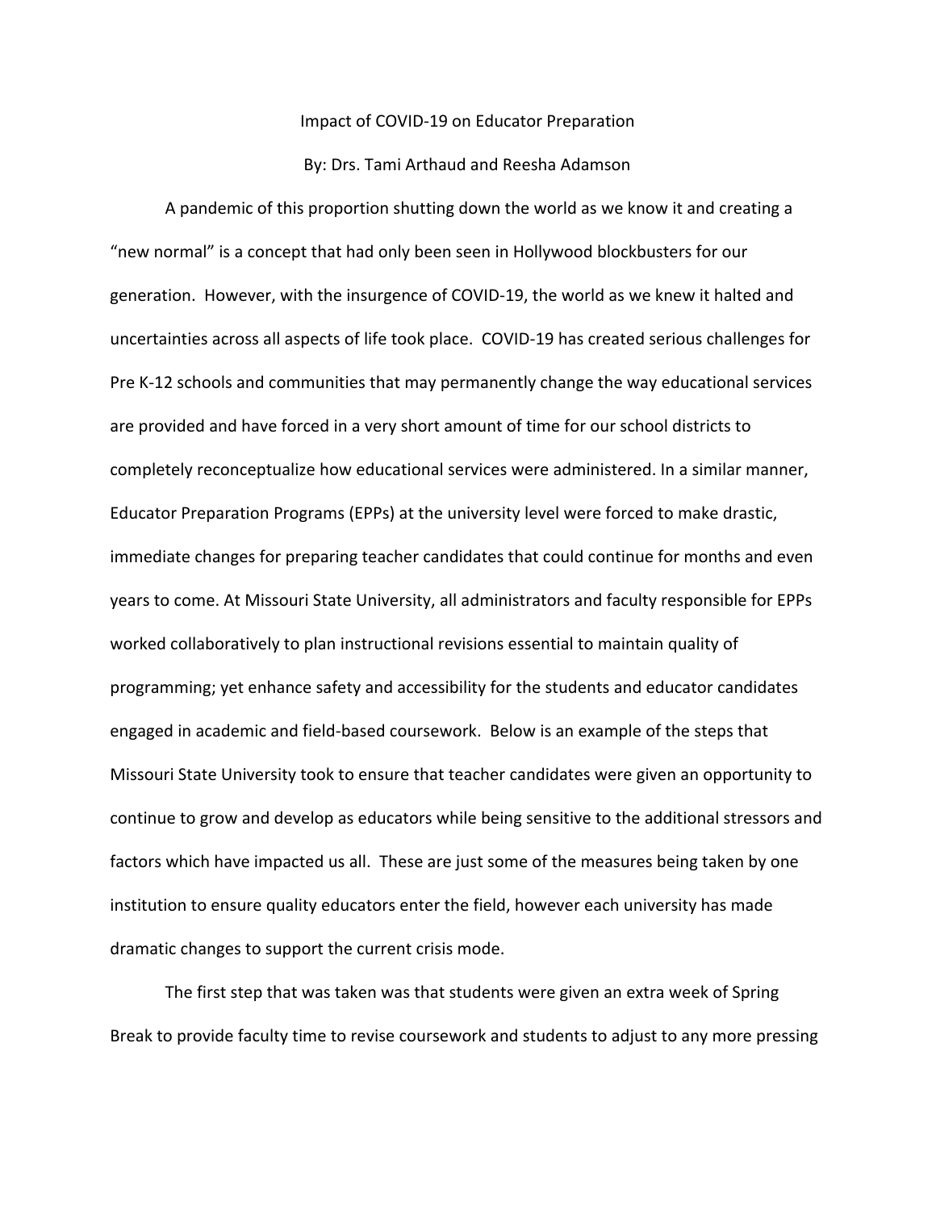# Impact of COVID-19 on Educator Preparation

By: Drs. Tami Arthaud and Reesha Adamson

A pandemic of this proportion shutting down the world as we know it and creating a "new normal" is a concept that had only been seen in Hollywood blockbusters for our generation. However, with the insurgence of COVID-19, the world as we knew it halted and uncertainties across all aspects of life took place. COVID-19 has created serious challenges for Pre K-12 schools and communities that may permanently change the way educational services are provided and have forced in a very short amount of time for our school districts to completely reconceptualize how educational services were administered. In a similar manner, Educator Preparation Programs (EPPs) at the university level were forced to make drastic, immediate changes for preparing teacher candidates that could continue for months and even years to come. At Missouri State University, all administrators and faculty responsible for EPPs worked collaboratively to plan instructional revisions essential to maintain quality of programming; yet enhance safety and accessibility for the students and educator candidates engaged in academic and field-based coursework. Below is an example of the steps that Missouri State University took to ensure that teacher candidates were given an opportunity to continue to grow and develop as educators while being sensitive to the additional stressors and factors which have impacted us all. These are just some of the measures being taken by one institution to ensure quality educators enter the field, however each university has made dramatic changes to support the current crisis mode.

The first step that was taken was that students were given an extra week of Spring Break to provide faculty time to revise coursework and students to adjust to any more pressing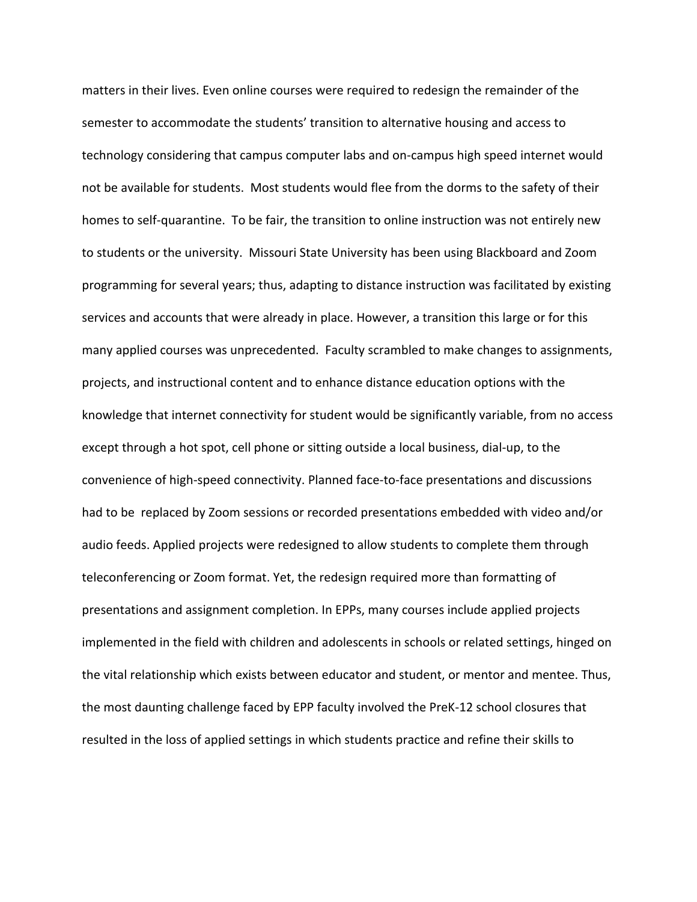matters in their lives. Even online courses were required to redesign the remainder of the semester to accommodate the students' transition to alternative housing and access to technology considering that campus computer labs and on-campus high speed internet would not be available for students. Most students would flee from the dorms to the safety of their homes to self-quarantine. To be fair, the transition to online instruction was not entirely new to students or the university. Missouri State University has been using Blackboard and Zoom programming for several years; thus, adapting to distance instruction was facilitated by existing services and accounts that were already in place. However, a transition this large or for this many applied courses was unprecedented. Faculty scrambled to make changes to assignments, projects, and instructional content and to enhance distance education options with the knowledge that internet connectivity for student would be significantly variable, from no access except through a hot spot, cell phone or sitting outside a local business, dial-up, to the convenience of high-speed connectivity. Planned face-to-face presentations and discussions had to be replaced by Zoom sessions or recorded presentations embedded with video and/or audio feeds. Applied projects were redesigned to allow students to complete them through teleconferencing or Zoom format. Yet, the redesign required more than formatting of presentations and assignment completion. In EPPs, many courses include applied projects implemented in the field with children and adolescents in schools or related settings, hinged on the vital relationship which exists between educator and student, or mentor and mentee. Thus, the most daunting challenge faced by EPP faculty involved the PreK-12 school closures that resulted in the loss of applied settings in which students practice and refine their skills to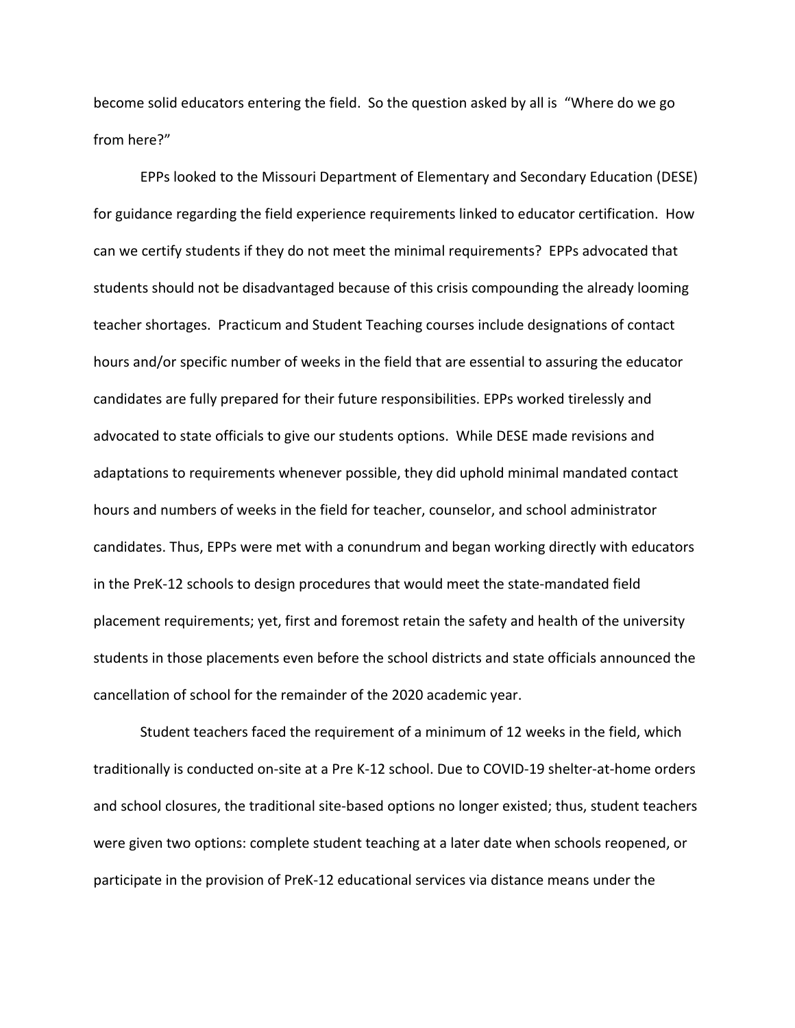become solid educators entering the field. So the question asked by all is "Where do we go from here?"

EPPs looked to the Missouri Department of Elementary and Secondary Education (DESE) for guidance regarding the field experience requirements linked to educator certification. How can we certify students if they do not meet the minimal requirements? EPPs advocated that students should not be disadvantaged because of this crisis compounding the already looming teacher shortages. Practicum and Student Teaching courses include designations of contact hours and/or specific number of weeks in the field that are essential to assuring the educator candidates are fully prepared for their future responsibilities. EPPs worked tirelessly and advocated to state officials to give our students options. While DESE made revisions and adaptations to requirements whenever possible, they did uphold minimal mandated contact hours and numbers of weeks in the field for teacher, counselor, and school administrator candidates. Thus, EPPs were met with a conundrum and began working directly with educators in the PreK-12 schools to design procedures that would meet the state-mandated field placement requirements; yet, first and foremost retain the safety and health of the university students in those placements even before the school districts and state officials announced the cancellation of school for the remainder of the 2020 academic year.

Student teachers faced the requirement of a minimum of 12 weeks in the field, which traditionally is conducted on-site at a Pre K-12 school. Due to COVID-19 shelter-at-home orders and school closures, the traditional site-based options no longer existed; thus, student teachers were given two options: complete student teaching at a later date when schools reopened, or participate in the provision of PreK-12 educational services via distance means under the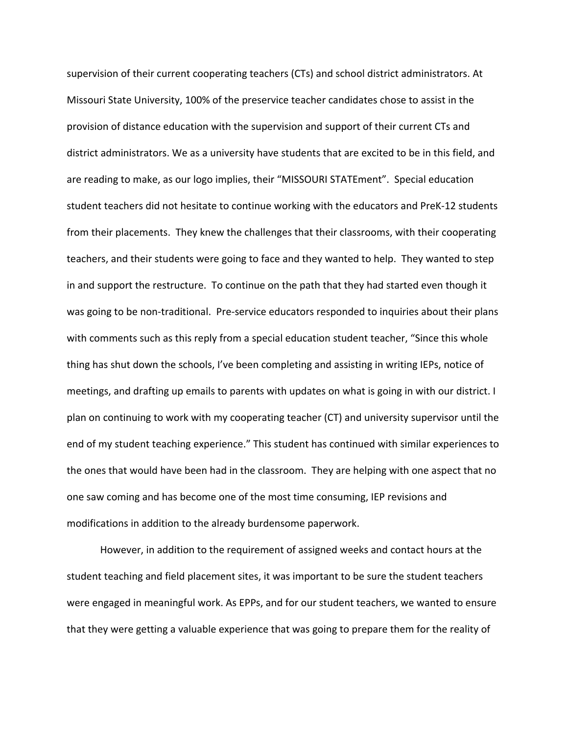supervision of their current cooperating teachers (CTs) and school district administrators. At Missouri State University, 100% of the preservice teacher candidates chose to assist in the provision of distance education with the supervision and support of their current CTs and district administrators. We as a university have students that are excited to be in this field, and are reading to make, as our logo implies, their "MISSOURI STATEment". Special education student teachers did not hesitate to continue working with the educators and PreK-12 students from their placements. They knew the challenges that their classrooms, with their cooperating teachers, and their students were going to face and they wanted to help. They wanted to step in and support the restructure. To continue on the path that they had started even though it was going to be non-traditional. Pre-service educators responded to inquiries about their plans with comments such as this reply from a special education student teacher, "Since this whole thing has shut down the schools, I've been completing and assisting in writing IEPs, notice of meetings, and drafting up emails to parents with updates on what is going in with our district. I plan on continuing to work with my cooperating teacher (CT) and university supervisor until the end of my student teaching experience." This student has continued with similar experiences to the ones that would have been had in the classroom. They are helping with one aspect that no one saw coming and has become one of the most time consuming, IEP revisions and modifications in addition to the already burdensome paperwork.

However, in addition to the requirement of assigned weeks and contact hours at the student teaching and field placement sites, it was important to be sure the student teachers were engaged in meaningful work. As EPPs, and for our student teachers, we wanted to ensure that they were getting a valuable experience that was going to prepare them for the reality of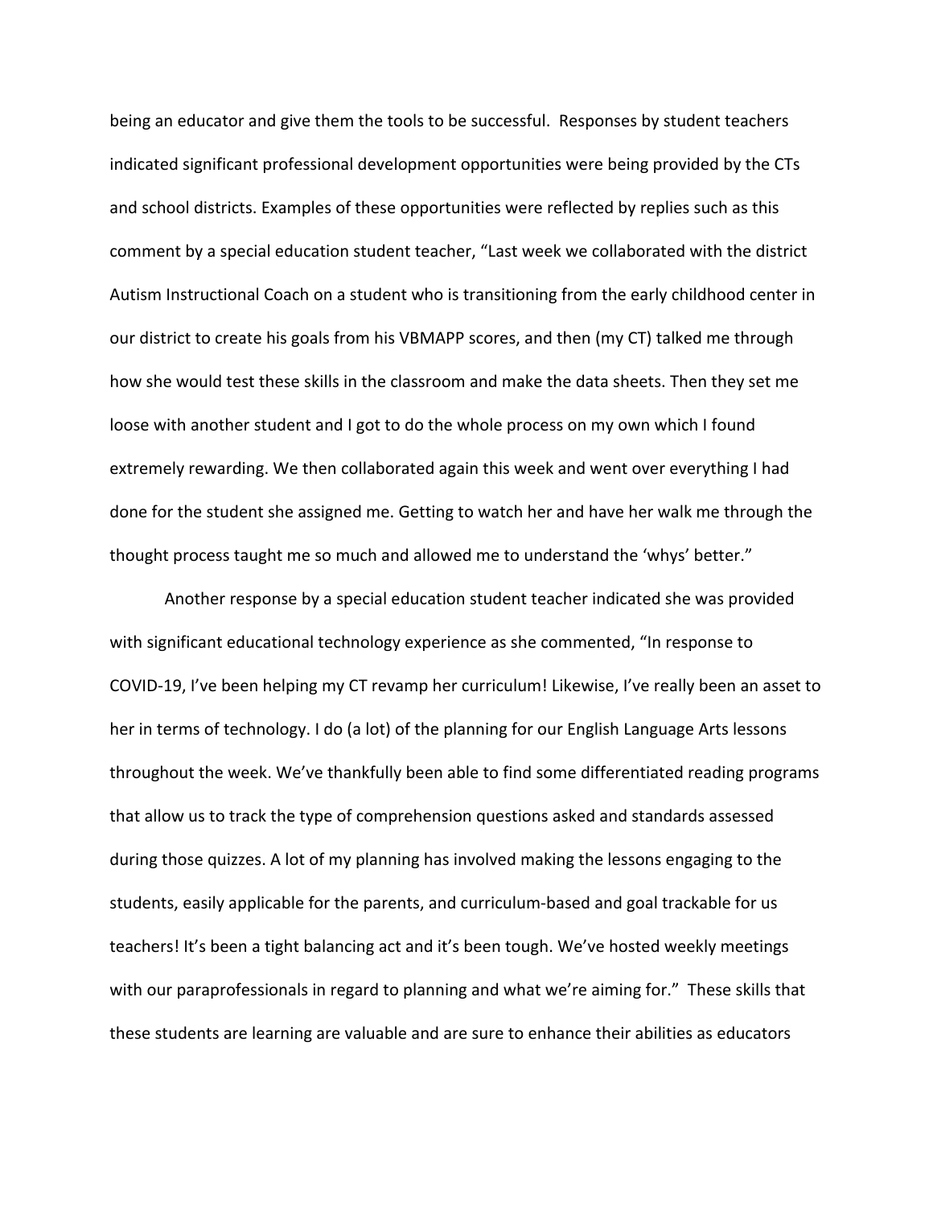being an educator and give them the tools to be successful. Responses by student teachers indicated significant professional development opportunities were being provided by the CTs and school districts. Examples of these opportunities were reflected by replies such as this comment by a special education student teacher, "Last week we collaborated with the district Autism Instructional Coach on a student who is transitioning from the early childhood center in our district to create his goals from his VBMAPP scores, and then (my CT) talked me through how she would test these skills in the classroom and make the data sheets. Then they set me loose with another student and I got to do the whole process on my own which I found extremely rewarding. We then collaborated again this week and went over everything I had done for the student she assigned me. Getting to watch her and have her walk me through the thought process taught me so much and allowed me to understand the 'whys' better."

Another response by a special education student teacher indicated she was provided with significant educational technology experience as she commented, "In response to COVID-19, I've been helping my CT revamp her curriculum! Likewise, I've really been an asset to her in terms of technology. I do (a lot) of the planning for our English Language Arts lessons throughout the week. We've thankfully been able to find some differentiated reading programs that allow us to track the type of comprehension questions asked and standards assessed during those quizzes. A lot of my planning has involved making the lessons engaging to the students, easily applicable for the parents, and curriculum-based and goal trackable for us teachers! It's been a tight balancing act and it's been tough. We've hosted weekly meetings with our paraprofessionals in regard to planning and what we're aiming for." These skills that these students are learning are valuable and are sure to enhance their abilities as educators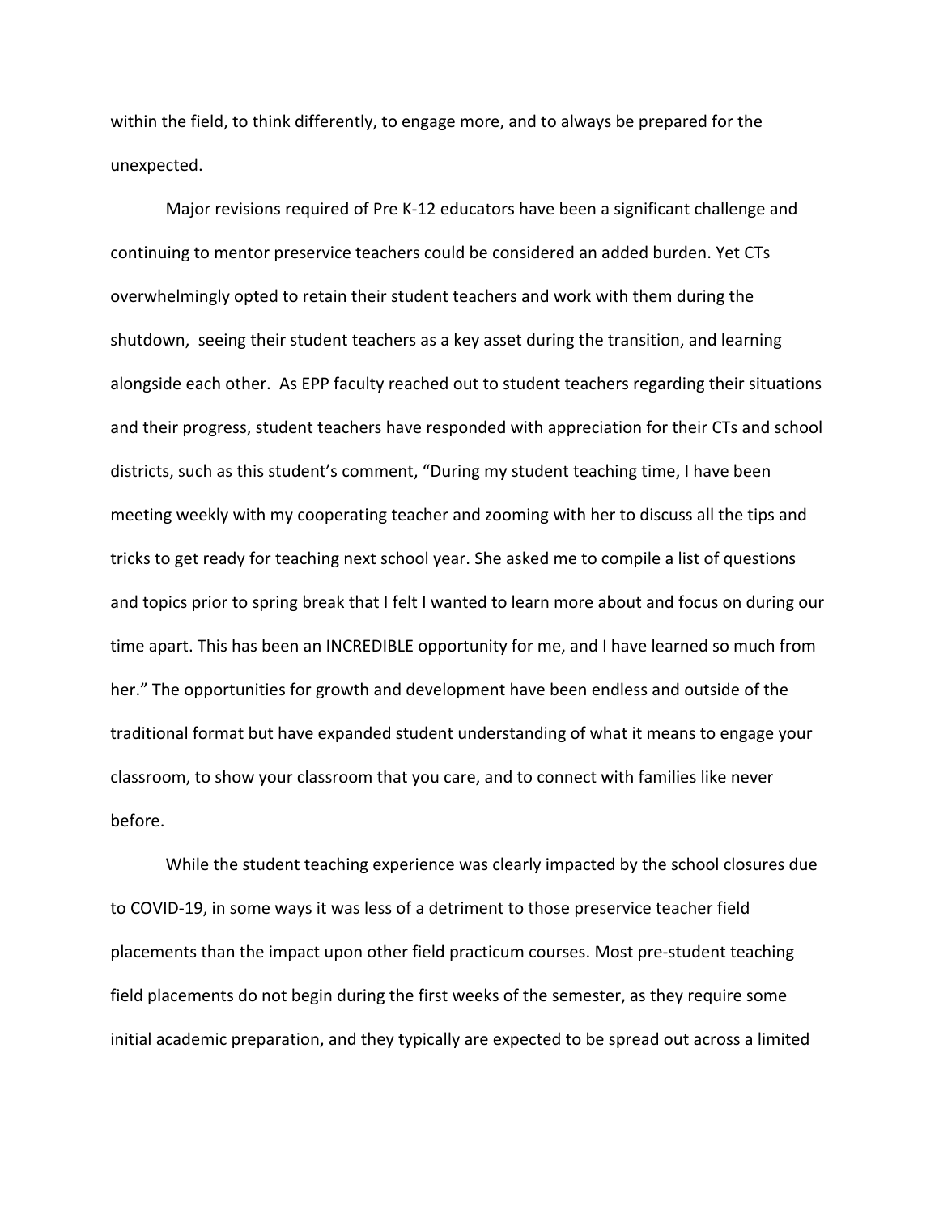within the field, to think differently, to engage more, and to always be prepared for the unexpected.

Major revisions required of Pre K-12 educators have been a significant challenge and continuing to mentor preservice teachers could be considered an added burden. Yet CTs overwhelmingly opted to retain their student teachers and work with them during the shutdown, seeing their student teachers as a key asset during the transition, and learning alongside each other. As EPP faculty reached out to student teachers regarding their situations and their progress, student teachers have responded with appreciation for their CTs and school districts, such as this student's comment, "During my student teaching time, I have been meeting weekly with my cooperating teacher and zooming with her to discuss all the tips and tricks to get ready for teaching next school year. She asked me to compile a list of questions and topics prior to spring break that I felt I wanted to learn more about and focus on during our time apart. This has been an INCREDIBLE opportunity for me, and I have learned so much from her." The opportunities for growth and development have been endless and outside of the traditional format but have expanded student understanding of what it means to engage your classroom, to show your classroom that you care, and to connect with families like never before.

While the student teaching experience was clearly impacted by the school closures due to COVID-19, in some ways it was less of a detriment to those preservice teacher field placements than the impact upon other field practicum courses. Most pre-student teaching field placements do not begin during the first weeks of the semester, as they require some initial academic preparation, and they typically are expected to be spread out across a limited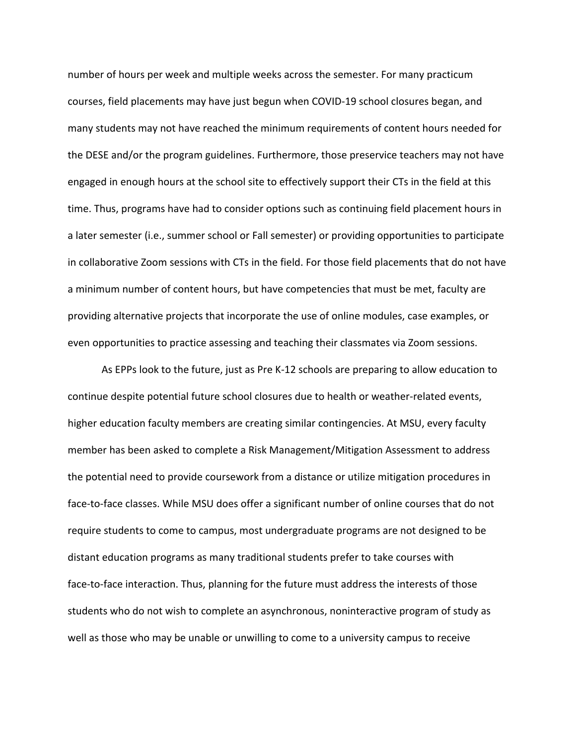number of hours per week and multiple weeks across the semester. For many practicum courses, field placements may have just begun when COVID-19 school closures began, and many students may not have reached the minimum requirements of content hours needed for the DESE and/or the program guidelines. Furthermore, those preservice teachers may not have engaged in enough hours at the school site to effectively support their CTs in the field at this time. Thus, programs have had to consider options such as continuing field placement hours in a later semester (i.e., summer school or Fall semester) or providing opportunities to participate in collaborative Zoom sessions with CTs in the field. For those field placements that do not have a minimum number of content hours, but have competencies that must be met, faculty are providing alternative projects that incorporate the use of online modules, case examples, or even opportunities to practice assessing and teaching their classmates via Zoom sessions.

As EPPs look to the future, just as Pre K-12 schools are preparing to allow education to continue despite potential future school closures due to health or weather-related events, higher education faculty members are creating similar contingencies. At MSU, every faculty member has been asked to complete a Risk Management/Mitigation Assessment to address the potential need to provide coursework from a distance or utilize mitigation procedures in face-to-face classes. While MSU does offer a significant number of online courses that do not require students to come to campus, most undergraduate programs are not designed to be distant education programs as many traditional students prefer to take courses with face-to-face interaction. Thus, planning for the future must address the interests of those students who do not wish to complete an asynchronous, noninteractive program of study as well as those who may be unable or unwilling to come to a university campus to receive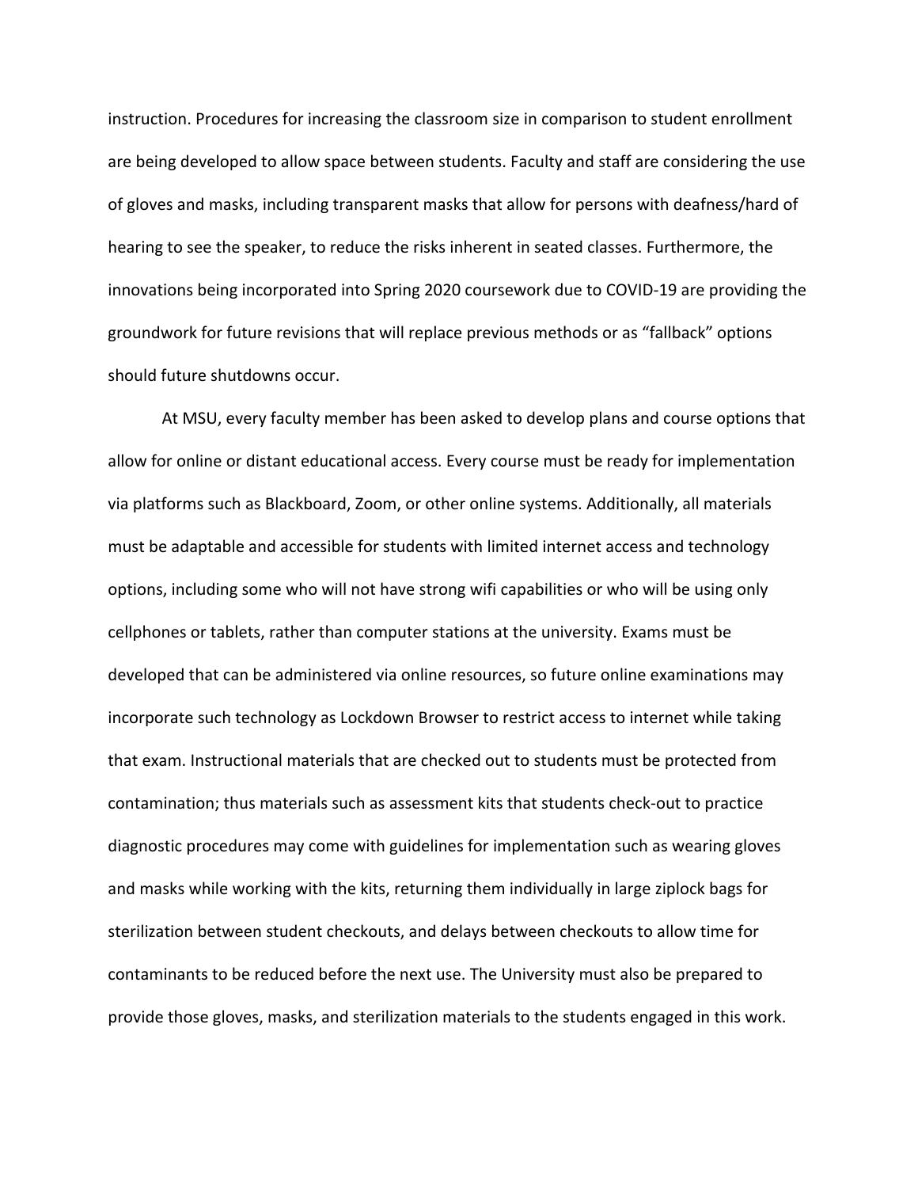instruction. Procedures for increasing the classroom size in comparison to student enrollment are being developed to allow space between students. Faculty and staff are considering the use of gloves and masks, including transparent masks that allow for persons with deafness/hard of hearing to see the speaker, to reduce the risks inherent in seated classes. Furthermore, the innovations being incorporated into Spring 2020 coursework due to COVID-19 are providing the groundwork for future revisions that will replace previous methods or as "fallback" options should future shutdowns occur.

At MSU, every faculty member has been asked to develop plans and course options that allow for online or distant educational access. Every course must be ready for implementation via platforms such as Blackboard, Zoom, or other online systems. Additionally, all materials must be adaptable and accessible for students with limited internet access and technology options, including some who will not have strong wifi capabilities or who will be using only cellphones or tablets, rather than computer stations at the university. Exams must be developed that can be administered via online resources, so future online examinations may incorporate such technology as Lockdown Browser to restrict access to internet while taking that exam. Instructional materials that are checked out to students must be protected from contamination; thus materials such as assessment kits that students check-out to practice diagnostic procedures may come with guidelines for implementation such as wearing gloves and masks while working with the kits, returning them individually in large ziplock bags for sterilization between student checkouts, and delays between checkouts to allow time for contaminants to be reduced before the next use. The University must also be prepared to provide those gloves, masks, and sterilization materials to the students engaged in this work.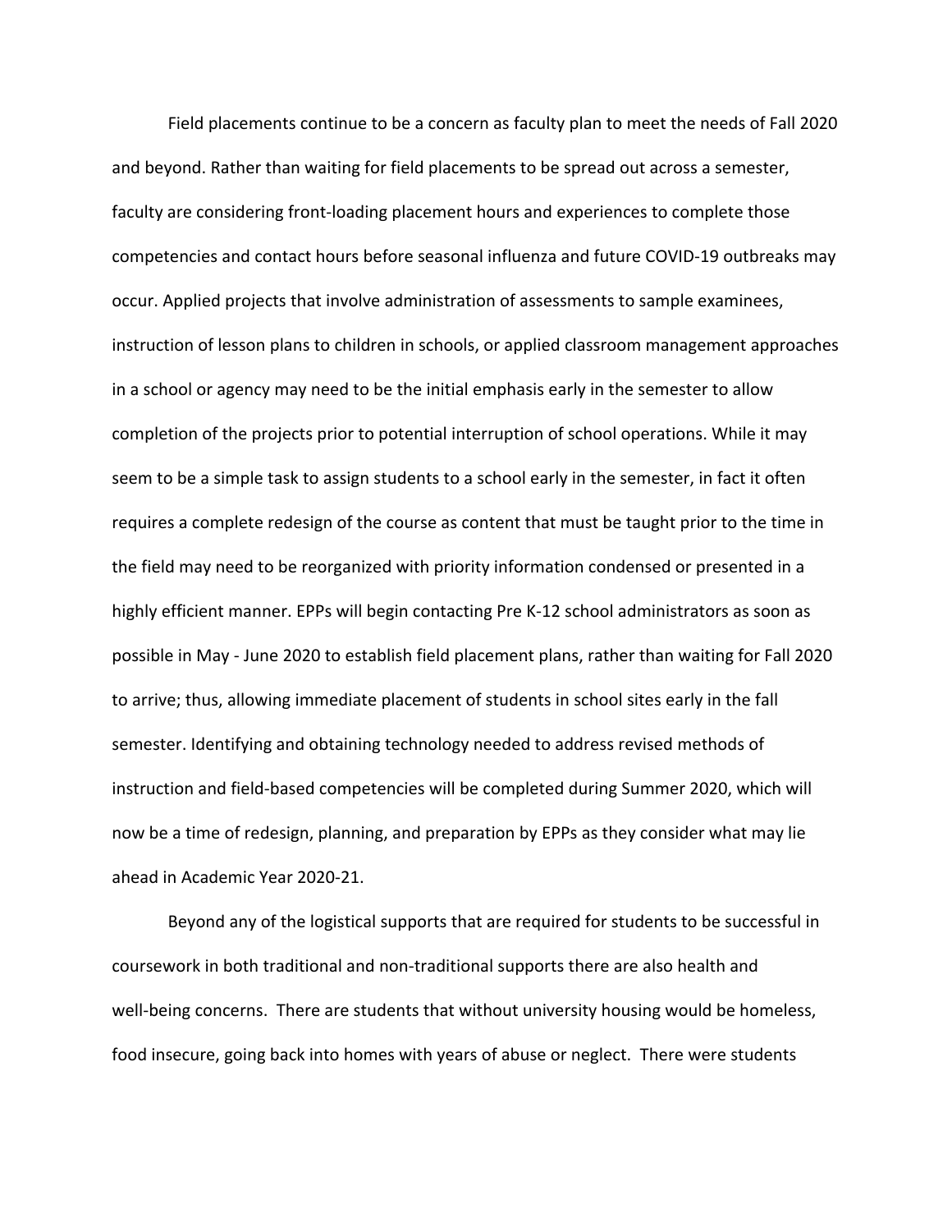Field placements continue to be a concern as faculty plan to meet the needs of Fall 2020 and beyond. Rather than waiting for field placements to be spread out across a semester, faculty are considering front-loading placement hours and experiences to complete those competencies and contact hours before seasonal influenza and future COVID-19 outbreaks may occur. Applied projects that involve administration of assessments to sample examinees, instruction of lesson plans to children in schools, or applied classroom management approaches in a school or agency may need to be the initial emphasis early in the semester to allow completion of the projects prior to potential interruption of school operations. While it may seem to be a simple task to assign students to a school early in the semester, in fact it often requires a complete redesign of the course as content that must be taught prior to the time in the field may need to be reorganized with priority information condensed or presented in a highly efficient manner. EPPs will begin contacting Pre K-12 school administrators as soon as possible in May - June 2020 to establish field placement plans, rather than waiting for Fall 2020 to arrive; thus, allowing immediate placement of students in school sites early in the fall semester. Identifying and obtaining technology needed to address revised methods of instruction and field-based competencies will be completed during Summer 2020, which will now be a time of redesign, planning, and preparation by EPPs as they consider what may lie ahead in Academic Year 2020-21.

Beyond any of the logistical supports that are required for students to be successful in coursework in both traditional and non-traditional supports there are also health and well-being concerns. There are students that without university housing would be homeless, food insecure, going back into homes with years of abuse or neglect. There were students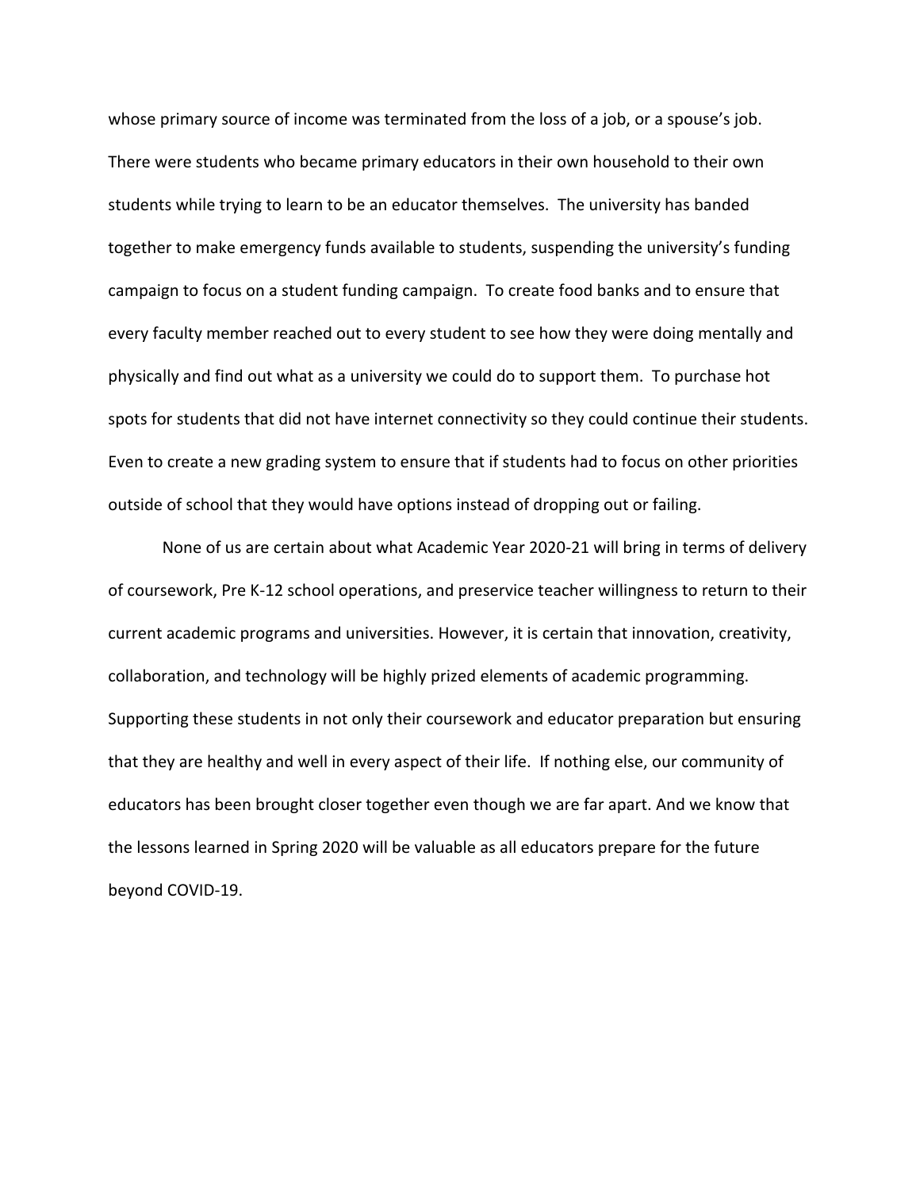whose primary source of income was terminated from the loss of a job, or a spouse's job. There were students who became primary educators in their own household to their own students while trying to learn to be an educator themselves. The university has banded together to make emergency funds available to students, suspending the university's funding campaign to focus on a student funding campaign. To create food banks and to ensure that every faculty member reached out to every student to see how they were doing mentally and physically and find out what as a university we could do to support them. To purchase hot spots for students that did not have internet connectivity so they could continue their students. Even to create a new grading system to ensure that if students had to focus on other priorities outside of school that they would have options instead of dropping out or failing.

None of us are certain about what Academic Year 2020-21 will bring in terms of delivery of coursework, Pre K-12 school operations, and preservice teacher willingness to return to their current academic programs and universities. However, it is certain that innovation, creativity, collaboration, and technology will be highly prized elements of academic programming. Supporting these students in not only their coursework and educator preparation but ensuring that they are healthy and well in every aspect of their life. If nothing else, our community of educators has been brought closer together even though we are far apart. And we know that the lessons learned in Spring 2020 will be valuable as all educators prepare for the future beyond COVID-19.